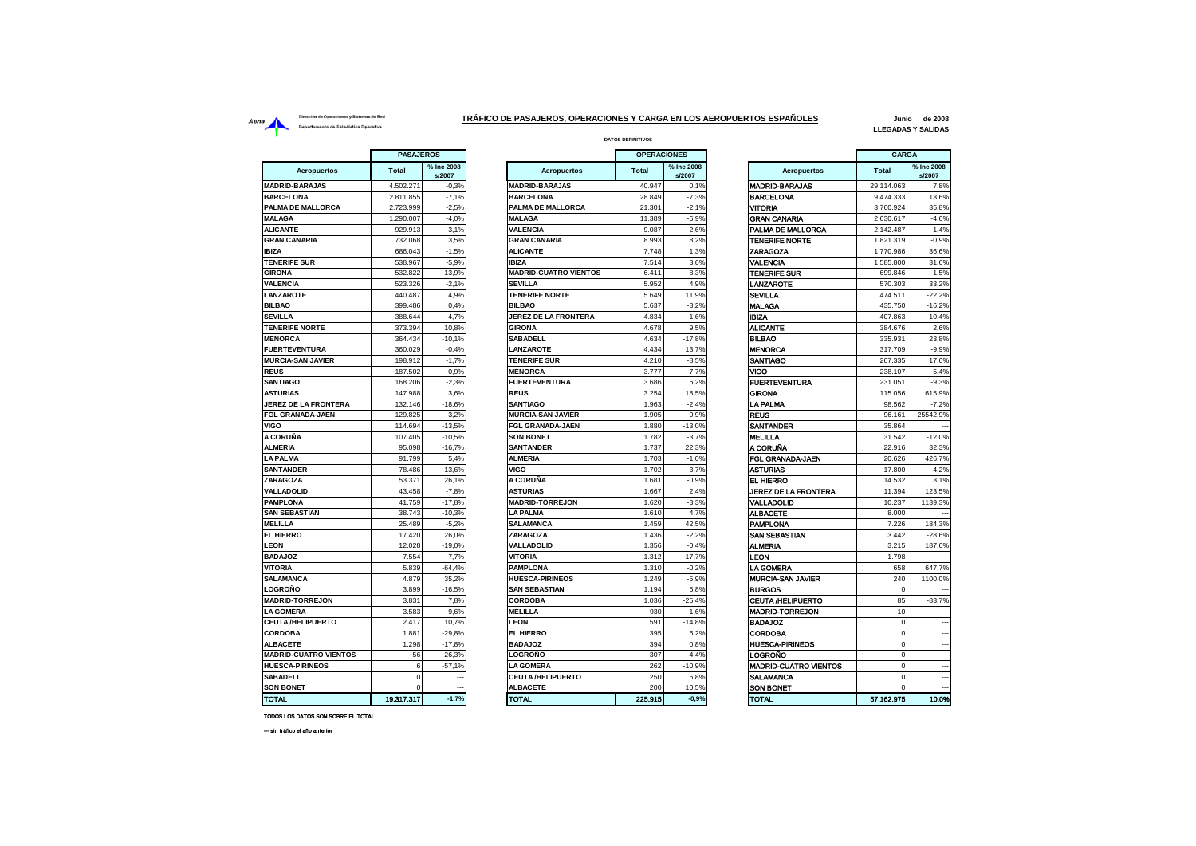Aena — Dirección de Operaciones y Sistemas de Red — Departamento de Estadística Operativa

# TRÁFICO DE PASAJEROS, OPERACIONES Y CARGA EN LOS AEROPUERTOS ESPAÑOLES

**Junio de 2008**
**LLEGADAS Y SALIDAS**

DATOS DEFINITIVOS

## PASAJEROS

| Aeropuertos | Total | % Inc 2008 s/2007 |
|---|---|---|
| MADRID-BARAJAS | 4.502.271 | -0,3% |
| BARCELONA | 2.811.855 | -7,1% |
| PALMA DE MALLORCA | 2.723.999 | -2,5% |
| MALAGA | 1.290.007 | -4,0% |
| ALICANTE | 929.913 | 3,1% |
| GRAN CANARIA | 732.068 | 3,5% |
| IBIZA | 686.043 | -1,5% |
| TENERIFE SUR | 538.967 | -5,9% |
| GIRONA | 532.822 | 13,9% |
| VALENCIA | 523.326 | -2,1% |
| LANZAROTE | 440.487 | 4,9% |
| BILBAO | 399.486 | 0,4% |
| SEVILLA | 388.644 | 4,7% |
| TENERIFE NORTE | 373.394 | 10,8% |
| MENORCA | 364.434 | -10,1% |
| FUERTEVENTURA | 360.029 | -0,4% |
| MURCIA-SAN JAVIER | 198.912 | -1,7% |
| REUS | 187.502 | -0,9% |
| SANTIAGO | 168.206 | -2,3% |
| ASTURIAS | 147.988 | 3,6% |
| JEREZ DE LA FRONTERA | 132.146 | -18,6% |
| FGL GRANADA-JAEN | 129.825 | 3,2% |
| VIGO | 114.694 | -13,5% |
| A CORUÑA | 107.405 | -10,5% |
| ALMERIA | 95.098 | -16,7% |
| LA PALMA | 91.799 | 5,4% |
| SANTANDER | 78.486 | 13,6% |
| ZARAGOZA | 53.371 | 26,1% |
| VALLADOLID | 43.458 | -7,8% |
| PAMPLONA | 41.759 | -17,8% |
| SAN SEBASTIAN | 38.743 | -10,3% |
| MELILLA | 25.489 | -5,2% |
| EL HIERRO | 17.420 | 26,0% |
| LEON | 12.028 | -19,0% |
| BADAJOZ | 7.554 | -7,7% |
| VITORIA | 5.839 | -64,4% |
| SALAMANCA | 4.879 | 35,2% |
| LOGROÑO | 3.899 | -16,5% |
| MADRID-TORREJON | 3.831 | 7,8% |
| LA GOMERA | 3.583 | 9,6% |
| CEUTA /HELIPUERTO | 2.417 | 10,7% |
| CORDOBA | 1.881 | -29,8% |
| ALBACETE | 1.298 | -17,8% |
| MADRID-CUATRO VIENTOS | 56 | -26,3% |
| HUESCA-PIRINEOS | 6 | -57,1% |
| SABADELL | 0 | --- |
| SON BONET | 0 | --- |
| **TOTAL** | **19.317.317** | **-1,7%** |

## OPERACIONES

| Aeropuertos | Total | % Inc 2008 s/2007 |
|---|---|---|
| MADRID-BARAJAS | 40.947 | 0,1% |
| BARCELONA | 28.849 | -7,3% |
| PALMA DE MALLORCA | 21.301 | -2,1% |
| MALAGA | 11.389 | -6,9% |
| VALENCIA | 9.087 | 2,6% |
| GRAN CANARIA | 8.993 | 8,2% |
| ALICANTE | 7.748 | 1,3% |
| IBIZA | 7.514 | 3,6% |
| MADRID-CUATRO VIENTOS | 6.411 | -8,3% |
| SEVILLA | 5.952 | 4,9% |
| TENERIFE NORTE | 5.649 | 11,9% |
| BILBAO | 5.637 | -3,2% |
| JEREZ DE LA FRONTERA | 4.834 | 1,6% |
| GIRONA | 4.678 | 9,5% |
| SABADELL | 4.634 | -17,8% |
| LANZAROTE | 4.434 | 13,7% |
| TENERIFE SUR | 4.210 | -8,5% |
| MENORCA | 3.777 | -7,7% |
| FUERTEVENTURA | 3.686 | 6,2% |
| REUS | 3.254 | 18,5% |
| SANTIAGO | 1.963 | -2,4% |
| MURCIA-SAN JAVIER | 1.905 | -0,9% |
| FGL GRANADA-JAEN | 1.880 | -13,0% |
| SON BONET | 1.782 | -3,7% |
| SANTANDER | 1.737 | 22,3% |
| ALMERIA | 1.703 | -1,0% |
| VIGO | 1.702 | -3,7% |
| A CORUÑA | 1.681 | -0,9% |
| ASTURIAS | 1.667 | 2,4% |
| MADRID-TORREJON | 1.620 | -3,3% |
| LA PALMA | 1.610 | 4,7% |
| SALAMANCA | 1.459 | 42,5% |
| ZARAGOZA | 1.436 | -2,2% |
| VALLADOLID | 1.356 | -0,4% |
| VITORIA | 1.312 | 17,7% |
| PAMPLONA | 1.310 | -0,2% |
| HUESCA-PIRINEOS | 1.249 | -5,9% |
| SAN SEBASTIAN | 1.194 | 5,8% |
| CORDOBA | 1.036 | -25,4% |
| MELILLA | 930 | -1,6% |
| LEON | 591 | -14,8% |
| EL HIERRO | 395 | 6,2% |
| BADAJOZ | 394 | 0,8% |
| LOGROÑO | 307 | -4,4% |
| LA GOMERA | 262 | -10,9% |
| CEUTA /HELIPUERTO | 250 | 6,8% |
| ALBACETE | 200 | 10,5% |
| **TOTAL** | **225.915** | **-0,9%** |

## CARGA

| Aeropuertos | Total | % Inc 2008 s/2007 |
|---|---|---|
| MADRID-BARAJAS | 29.114.063 | 7,8% |
| BARCELONA | 9.474.333 | 13,6% |
| VITORIA | 3.760.924 | 35,8% |
| GRAN CANARIA | 2.630.617 | -4,6% |
| PALMA DE MALLORCA | 2.142.487 | 1,4% |
| TENERIFE NORTE | 1.821.319 | -0,9% |
| ZARAGOZA | 1.770.986 | 36,6% |
| VALENCIA | 1.585.800 | 31,6% |
| TENERIFE SUR | 699.846 | 1,5% |
| LANZAROTE | 570.303 | 33,2% |
| SEVILLA | 474.511 | -22,2% |
| MALAGA | 435.750 | -16,2% |
| IBIZA | 407.863 | -10,4% |
| ALICANTE | 384.676 | 2,6% |
| BILBAO | 335.931 | 23,8% |
| MENORCA | 317.709 | -9,9% |
| SANTIAGO | 267.335 | 17,6% |
| VIGO | 238.107 | -5,4% |
| FUERTEVENTURA | 231.051 | -9,3% |
| GIRONA | 115.056 | 615,9% |
| LA PALMA | 98.562 | -7,2% |
| REUS | 96.161 | 25542,9% |
| SANTANDER | 35.864 | --- |
| MELILLA | 31.542 | -12,0% |
| A CORUÑA | 22.916 | 32,3% |
| FGL GRANADA-JAEN | 20.626 | 426,7% |
| ASTURIAS | 17.800 | 4,2% |
| EL HIERRO | 14.532 | 3,1% |
| JEREZ DE LA FRONTERA | 11.394 | 123,5% |
| VALLADOLID | 10.237 | 1139,3% |
| ALBACETE | 8.000 | --- |
| PAMPLONA | 7.226 | 184,3% |
| SAN SEBASTIAN | 3.442 | -28,6% |
| ALMERIA | 3.215 | 187,6% |
| LEON | 1.798 | --- |
| LA GOMERA | 658 | 647,7% |
| MURCIA-SAN JAVIER | 240 | 1100,0% |
| BURGOS | 0 | --- |
| CEUTA /HELIPUERTO | 85 | -83,7% |
| MADRID-TORREJON | 10 | --- |
| BADAJOZ | 0 | --- |
| CORDOBA | 0 | --- |
| HUESCA-PIRINEOS | 0 | --- |
| LOGROÑO | 0 | --- |
| MADRID-CUATRO VIENTOS | 0 | --- |
| SALAMANCA | 0 | --- |
| SON BONET | 0 | --- |
| **TOTAL** | **57.162.975** | **10,0%** |

TODOS LOS DATOS SON SOBRE EL TOTAL

--- sin tráfico el año anterior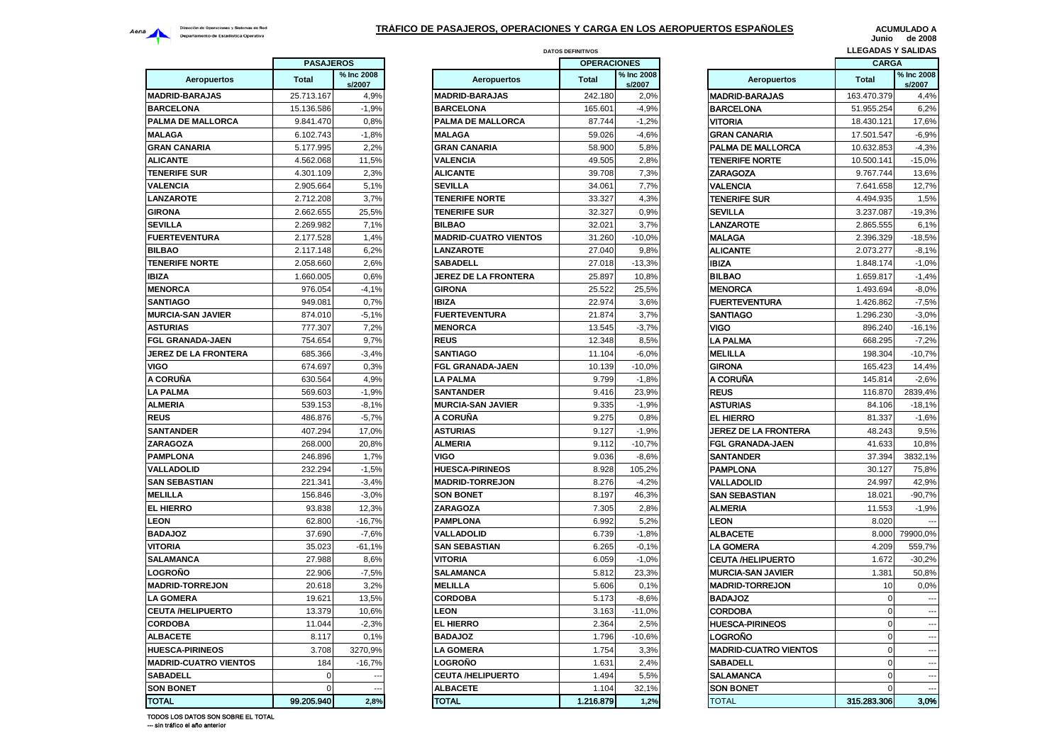Aena Dirección de Operaciones y Sistemas de Red
Departamento de Estadística Operativa

## TRÁFICO DE PASAJEROS, OPERACIONES Y CARGA EN LOS AEROPUERTOS ESPAÑOLES

**ACUMULADO A Junio de 2008**

DATOS DEFINITIVOS

**LLEGADAS Y SALIDAS**

| | PASAJEROS | |
|---|---|---|
| Aeropuertos | Total | % Inc 2008 s/2007 |
| MADRID-BARAJAS | 25.713.167 | 4,9% |
| BARCELONA | 15.136.586 | -1,9% |
| PALMA DE MALLORCA | 9.841.470 | 0,8% |
| MALAGA | 6.102.743 | -1,8% |
| GRAN CANARIA | 5.177.995 | 2,2% |
| ALICANTE | 4.562.068 | 11,5% |
| TENERIFE SUR | 4.301.109 | 2,3% |
| VALENCIA | 2.905.664 | 5,1% |
| LANZAROTE | 2.712.208 | 3,7% |
| GIRONA | 2.662.655 | 25,5% |
| SEVILLA | 2.269.982 | 7,1% |
| FUERTEVENTURA | 2.177.528 | 1,4% |
| BILBAO | 2.117.148 | 6,2% |
| TENERIFE NORTE | 2.058.660 | 2,6% |
| IBIZA | 1.660.005 | 0,6% |
| MENORCA | 976.054 | -4,1% |
| SANTIAGO | 949.081 | 0,7% |
| MURCIA-SAN JAVIER | 874.010 | -5,1% |
| ASTURIAS | 777.307 | 7,2% |
| FGL GRANADA-JAEN | 754.654 | 9,7% |
| JEREZ DE LA FRONTERA | 685.366 | -3,4% |
| VIGO | 674.697 | 0,3% |
| A CORUÑA | 630.564 | 4,9% |
| LA PALMA | 569.603 | -1,9% |
| ALMERIA | 539.153 | -8,1% |
| REUS | 486.876 | -5,7% |
| SANTANDER | 407.294 | 17,0% |
| ZARAGOZA | 268.000 | 20,8% |
| PAMPLONA | 246.896 | 1,7% |
| VALLADOLID | 232.294 | -1,5% |
| SAN SEBASTIAN | 221.341 | -3,4% |
| MELILLA | 156.846 | -3,0% |
| EL HIERRO | 93.838 | 12,3% |
| LEON | 62.800 | -16,7% |
| BADAJOZ | 37.690 | -7,6% |
| VITORIA | 35.023 | -61,1% |
| SALAMANCA | 27.988 | 8,6% |
| LOGROÑO | 22.906 | -7,5% |
| MADRID-TORREJON | 20.618 | 3,2% |
| LA GOMERA | 19.621 | 13,5% |
| CEUTA /HELIPUERTO | 13.379 | 10,6% |
| CORDOBA | 11.044 | -2,3% |
| ALBACETE | 8.117 | 0,1% |
| HUESCA-PIRINEOS | 3.708 | 3270,9% |
| MADRID-CUATRO VIENTOS | 184 | -16,7% |
| SABADELL | 0 | --- |
| SON BONET | 0 | --- |
| **TOTAL** | **99.205.940** | **2,8%** |

| | OPERACIONES | |
|---|---|---|
| Aeropuertos | Total | % Inc 2008 s/2007 |
| MADRID-BARAJAS | 242.180 | 2,0% |
| BARCELONA | 165.601 | -4,9% |
| PALMA DE MALLORCA | 87.744 | -1,2% |
| MALAGA | 59.026 | -4,6% |
| GRAN CANARIA | 58.900 | 5,8% |
| VALENCIA | 49.505 | 2,8% |
| ALICANTE | 39.708 | 7,3% |
| SEVILLA | 34.061 | 7,7% |
| TENERIFE NORTE | 33.327 | 4,3% |
| TENERIFE SUR | 32.327 | 0,9% |
| BILBAO | 32.021 | 3,7% |
| MADRID-CUATRO VIENTOS | 31.260 | -10,0% |
| LANZAROTE | 27.040 | 9,8% |
| SABADELL | 27.018 | -13,3% |
| JEREZ DE LA FRONTERA | 25.897 | 10,8% |
| GIRONA | 25.522 | 25,5% |
| IBIZA | 22.974 | 3,6% |
| FUERTEVENTURA | 21.874 | 3,7% |
| MENORCA | 13.545 | -3,7% |
| REUS | 12.348 | 8,5% |
| SANTIAGO | 11.104 | -6,0% |
| FGL GRANADA-JAEN | 10.139 | -10,0% |
| LA PALMA | 9.799 | -1,8% |
| SANTANDER | 9.416 | 23,9% |
| MURCIA-SAN JAVIER | 9.335 | -1,9% |
| A CORUÑA | 9.275 | 0,8% |
| ASTURIAS | 9.127 | -1,9% |
| ALMERIA | 9.112 | -10,7% |
| VIGO | 9.036 | -8,6% |
| HUESCA-PIRINEOS | 8.928 | 105,2% |
| MADRID-TORREJON | 8.276 | -4,2% |
| SON BONET | 8.197 | 46,3% |
| ZARAGOZA | 7.305 | 2,8% |
| PAMPLONA | 6.992 | 5,2% |
| VALLADOLID | 6.739 | -1,8% |
| SAN SEBASTIAN | 6.265 | -0,1% |
| VITORIA | 6.059 | -1,0% |
| SALAMANCA | 5.812 | 23,3% |
| MELILLA | 5.606 | 0,1% |
| CORDOBA | 5.173 | -8,6% |
| LEON | 3.163 | -11,0% |
| EL HIERRO | 2.364 | 2,5% |
| BADAJOZ | 1.796 | -10,6% |
| LA GOMERA | 1.754 | 3,3% |
| LOGROÑO | 1.631 | 2,4% |
| CEUTA /HELIPUERTO | 1.494 | 5,5% |
| ALBACETE | 1.104 | 32,1% |
| **TOTAL** | **1.216.879** | **1,2%** |

| | CARGA | |
|---|---|---|
| Aeropuertos | Total | % Inc 2008 s/2007 |
| MADRID-BARAJAS | 163.470.379 | 4,4% |
| BARCELONA | 51.955.254 | 6,2% |
| VITORIA | 18.430.121 | 17,6% |
| GRAN CANARIA | 17.501.547 | -6,9% |
| PALMA DE MALLORCA | 10.632.853 | -4,3% |
| TENERIFE NORTE | 10.500.141 | -15,0% |
| ZARAGOZA | 9.767.744 | 13,6% |
| VALENCIA | 7.641.658 | 12,7% |
| TENERIFE SUR | 4.494.935 | 1,5% |
| SEVILLA | 3.237.087 | -19,3% |
| LANZAROTE | 2.865.555 | 6,1% |
| MALAGA | 2.396.329 | -18,5% |
| ALICANTE | 2.073.277 | -8,1% |
| IBIZA | 1.848.174 | -1,0% |
| BILBAO | 1.659.817 | -1,4% |
| MENORCA | 1.493.694 | -8,0% |
| FUERTEVENTURA | 1.426.862 | -7,5% |
| SANTIAGO | 1.296.230 | -3,0% |
| VIGO | 896.240 | -16,1% |
| LA PALMA | 668.295 | -7,2% |
| MELILLA | 198.304 | -10,7% |
| GIRONA | 165.423 | 14,4% |
| A CORUÑA | 145.814 | -2,6% |
| REUS | 116.870 | 2839,4% |
| ASTURIAS | 84.106 | -18,1% |
| EL HIERRO | 81.337 | -1,6% |
| JEREZ DE LA FRONTERA | 48.243 | 9,5% |
| FGL GRANADA-JAEN | 41.633 | 10,8% |
| SANTANDER | 37.394 | 3832,1% |
| PAMPLONA | 30.127 | 75,8% |
| VALLADOLID | 24.997 | 42,9% |
| SAN SEBASTIAN | 18.021 | -90,7% |
| ALMERIA | 11.553 | -1,9% |
| LEON | 8.020 | --- |
| ALBACETE | 8.000 | 79900,0% |
| LA GOMERA | 4.209 | 559,7% |
| CEUTA /HELIPUERTO | 1.672 | -30,2% |
| MURCIA-SAN JAVIER | 1.381 | 50,8% |
| MADRID-TORREJON | 10 | 0,0% |
| BADAJOZ | 0 | --- |
| CORDOBA | 0 | --- |
| HUESCA-PIRINEOS | 0 | --- |
| LOGROÑO | 0 | --- |
| MADRID-CUATRO VIENTOS | 0 | --- |
| SABADELL | 0 | --- |
| SALAMANCA | 0 | --- |
| SON BONET | 0 | --- |
| TOTAL | **315.283.306** | **3,0%** |

TODOS LOS DATOS SON SOBRE EL TOTAL
--- sin tráfico el año anterior